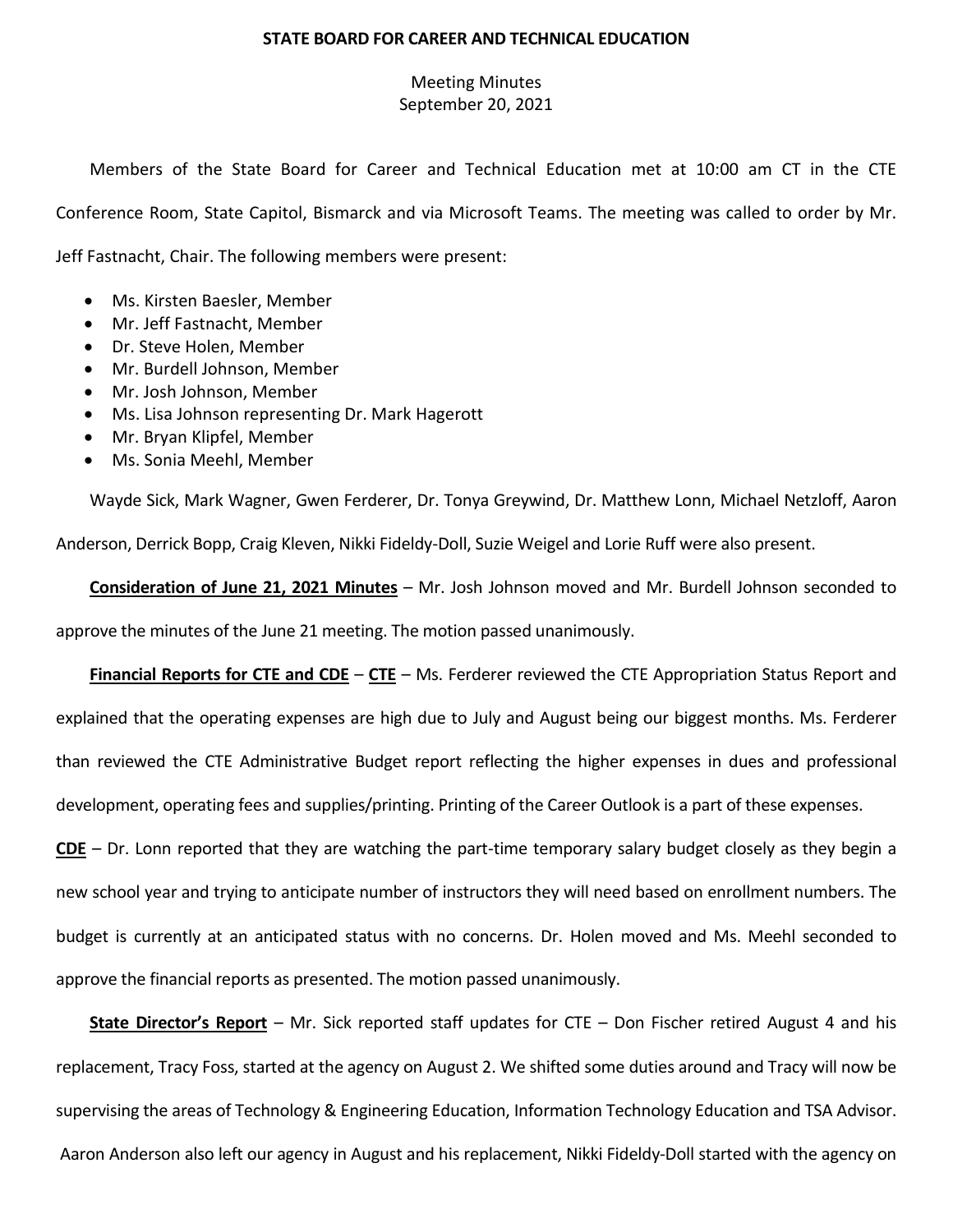**STATE BOARD FOR CAREER AND TECHNICAL EDUCATION**

Meeting Minutes
September 20, 2021

Members of the State Board for Career and Technical Education met at 10:00 am CT in the CTE Conference Room, State Capitol, Bismarck and via Microsoft Teams. The meeting was called to order by Mr. Jeff Fastnacht, Chair. The following members were present:

- Ms. Kirsten Baesler, Member
- Mr. Jeff Fastnacht, Member
- Dr. Steve Holen, Member
- Mr. Burdell Johnson, Member
- Mr. Josh Johnson, Member
- Ms. Lisa Johnson representing Dr. Mark Hagerott
- Mr. Bryan Klipfel, Member
- Ms. Sonia Meehl, Member

Wayde Sick, Mark Wagner, Gwen Ferderer, Dr. Tonya Greywind, Dr. Matthew Lonn, Michael Netzloff, Aaron Anderson, Derrick Bopp, Craig Kleven, Nikki Fideldy-Doll, Suzie Weigel and Lorie Ruff were also present.

**Consideration of June 21, 2021 Minutes** – Mr. Josh Johnson moved and Mr. Burdell Johnson seconded to approve the minutes of the June 21 meeting. The motion passed unanimously.

**Financial Reports for CTE and CDE** – **CTE** – Ms. Ferderer reviewed the CTE Appropriation Status Report and explained that the operating expenses are high due to July and August being our biggest months. Ms. Ferderer than reviewed the CTE Administrative Budget report reflecting the higher expenses in dues and professional development, operating fees and supplies/printing. Printing of the Career Outlook is a part of these expenses.

**CDE** – Dr. Lonn reported that they are watching the part-time temporary salary budget closely as they begin a new school year and trying to anticipate number of instructors they will need based on enrollment numbers. The budget is currently at an anticipated status with no concerns. Dr. Holen moved and Ms. Meehl seconded to approve the financial reports as presented. The motion passed unanimously.

**State Director's Report** – Mr. Sick reported staff updates for CTE – Don Fischer retired August 4 and his replacement, Tracy Foss, started at the agency on August 2. We shifted some duties around and Tracy will now be supervising the areas of Technology & Engineering Education, Information Technology Education and TSA Advisor. Aaron Anderson also left our agency in August and his replacement, Nikki Fideldy-Doll started with the agency on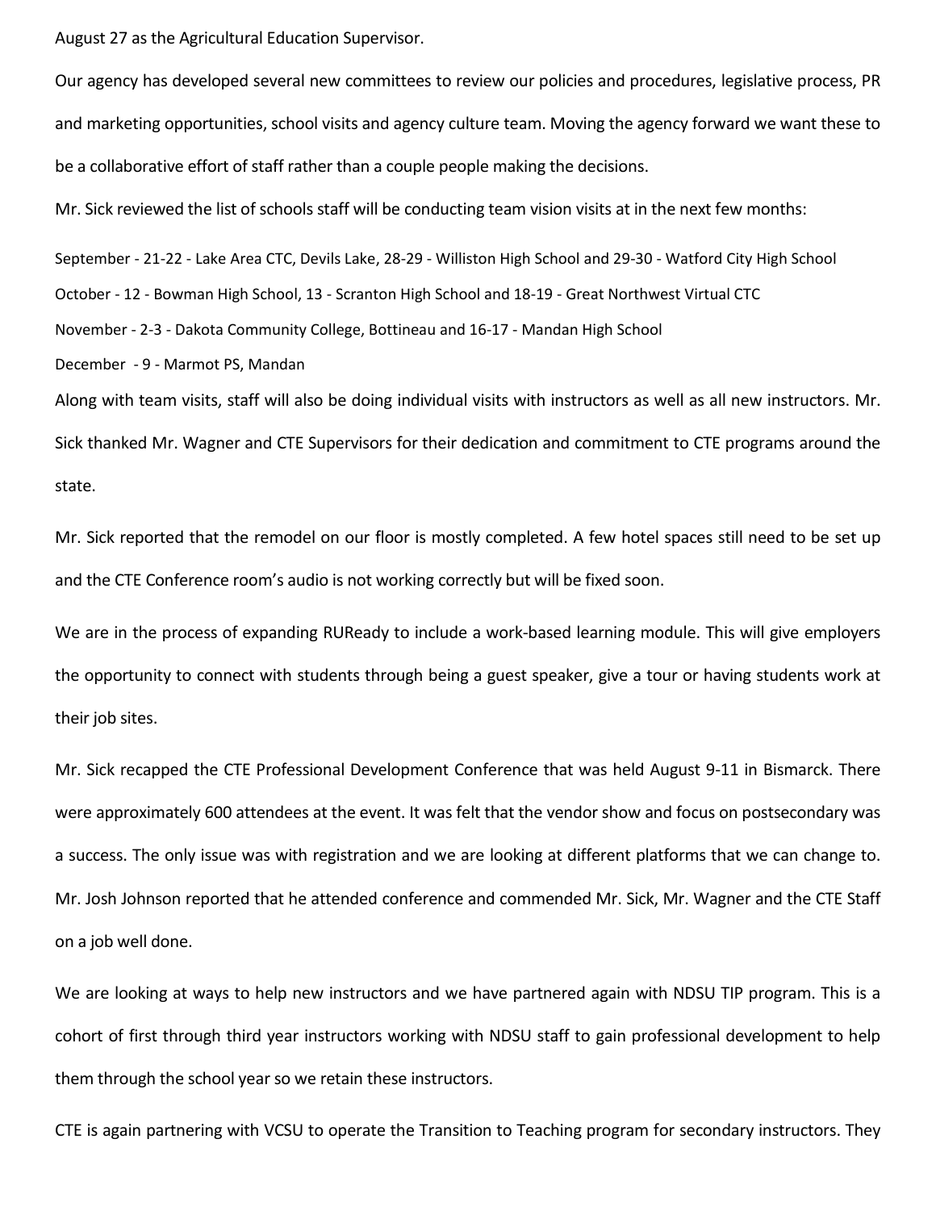August 27 as the Agricultural Education Supervisor.

Our agency has developed several new committees to review our policies and procedures, legislative process, PR and marketing opportunities, school visits and agency culture team. Moving the agency forward we want these to be a collaborative effort of staff rather than a couple people making the decisions.

Mr. Sick reviewed the list of schools staff will be conducting team vision visits at in the next few months:

September - 21-22 - Lake Area CTC, Devils Lake, 28-29 - Williston High School and 29-30 - Watford City High School

October - 12 - Bowman High School, 13 - Scranton High School and 18-19 - Great Northwest Virtual CTC

November - 2-3 - Dakota Community College, Bottineau and 16-17 - Mandan High School

December - 9 - Marmot PS, Mandan

Along with team visits, staff will also be doing individual visits with instructors as well as all new instructors. Mr. Sick thanked Mr. Wagner and CTE Supervisors for their dedication and commitment to CTE programs around the state.

Mr. Sick reported that the remodel on our floor is mostly completed. A few hotel spaces still need to be set up and the CTE Conference room's audio is not working correctly but will be fixed soon.

We are in the process of expanding RUReady to include a work-based learning module. This will give employers the opportunity to connect with students through being a guest speaker, give a tour or having students work at their job sites.

Mr. Sick recapped the CTE Professional Development Conference that was held August 9-11 in Bismarck. There were approximately 600 attendees at the event. It was felt that the vendor show and focus on postsecondary was a success. The only issue was with registration and we are looking at different platforms that we can change to. Mr. Josh Johnson reported that he attended conference and commended Mr. Sick, Mr. Wagner and the CTE Staff on a job well done.

We are looking at ways to help new instructors and we have partnered again with NDSU TIP program. This is a cohort of first through third year instructors working with NDSU staff to gain professional development to help them through the school year so we retain these instructors.

CTE is again partnering with VCSU to operate the Transition to Teaching program for secondary instructors. They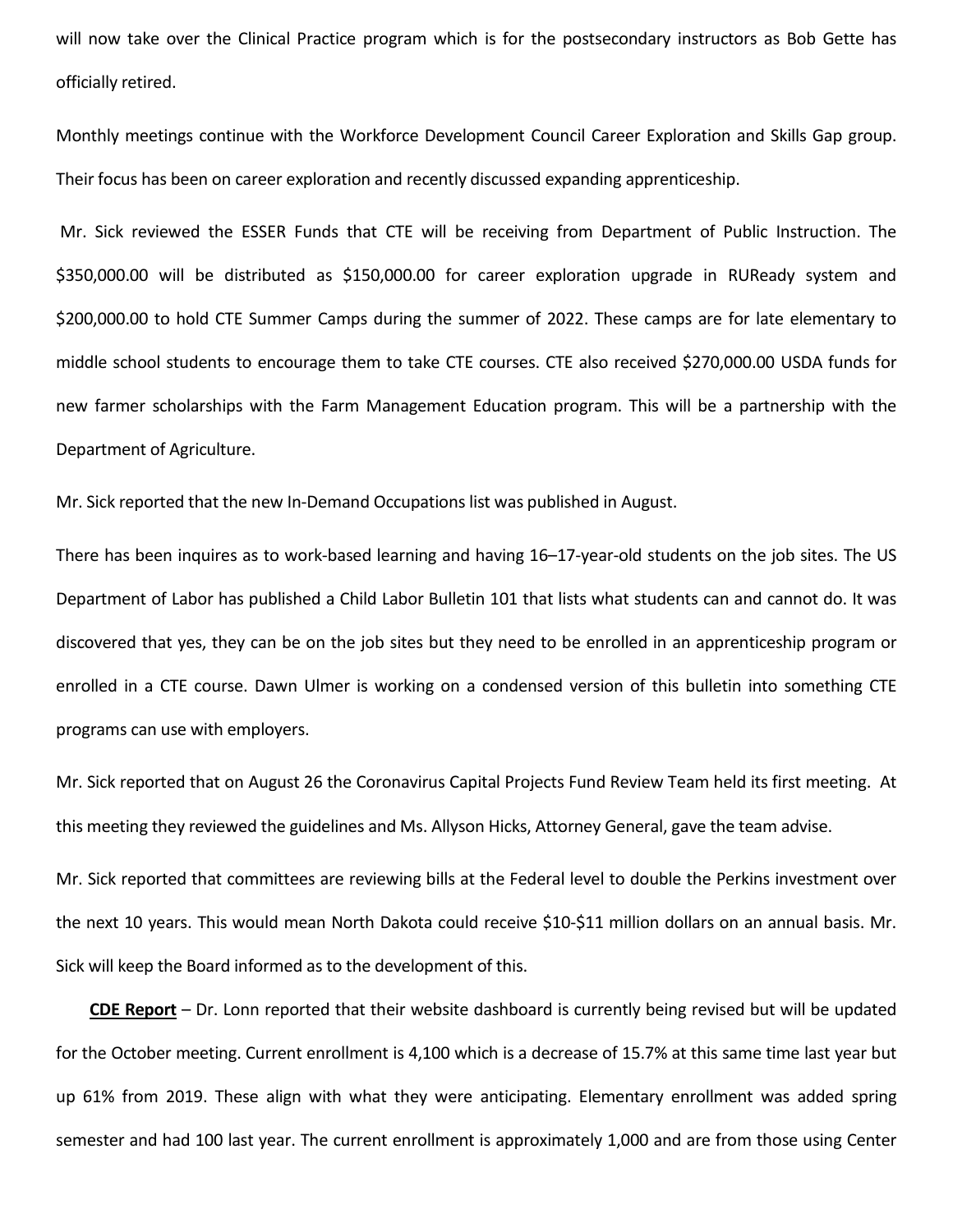will now take over the Clinical Practice program which is for the postsecondary instructors as Bob Gette has officially retired.

Monthly meetings continue with the Workforce Development Council Career Exploration and Skills Gap group. Their focus has been on career exploration and recently discussed expanding apprenticeship.

Mr. Sick reviewed the ESSER Funds that CTE will be receiving from Department of Public Instruction. The $350,000.00 will be distributed as $150,000.00 for career exploration upgrade in RUReady system and $200,000.00 to hold CTE Summer Camps during the summer of 2022. These camps are for late elementary to middle school students to encourage them to take CTE courses. CTE also received $270,000.00 USDA funds for new farmer scholarships with the Farm Management Education program. This will be a partnership with the Department of Agriculture.

Mr. Sick reported that the new In-Demand Occupations list was published in August.

There has been inquires as to work-based learning and having 16–17-year-old students on the job sites. The US Department of Labor has published a Child Labor Bulletin 101 that lists what students can and cannot do. It was discovered that yes, they can be on the job sites but they need to be enrolled in an apprenticeship program or enrolled in a CTE course. Dawn Ulmer is working on a condensed version of this bulletin into something CTE programs can use with employers.

Mr. Sick reported that on August 26 the Coronavirus Capital Projects Fund Review Team held its first meeting. At this meeting they reviewed the guidelines and Ms. Allyson Hicks, Attorney General, gave the team advise.

Mr. Sick reported that committees are reviewing bills at the Federal level to double the Perkins investment over the next 10 years. This would mean North Dakota could receive $10-$11 million dollars on an annual basis. Mr. Sick will keep the Board informed as to the development of this.

**CDE Report** – Dr. Lonn reported that their website dashboard is currently being revised but will be updated for the October meeting. Current enrollment is 4,100 which is a decrease of 15.7% at this same time last year but up 61% from 2019. These align with what they were anticipating. Elementary enrollment was added spring semester and had 100 last year. The current enrollment is approximately 1,000 and are from those using Center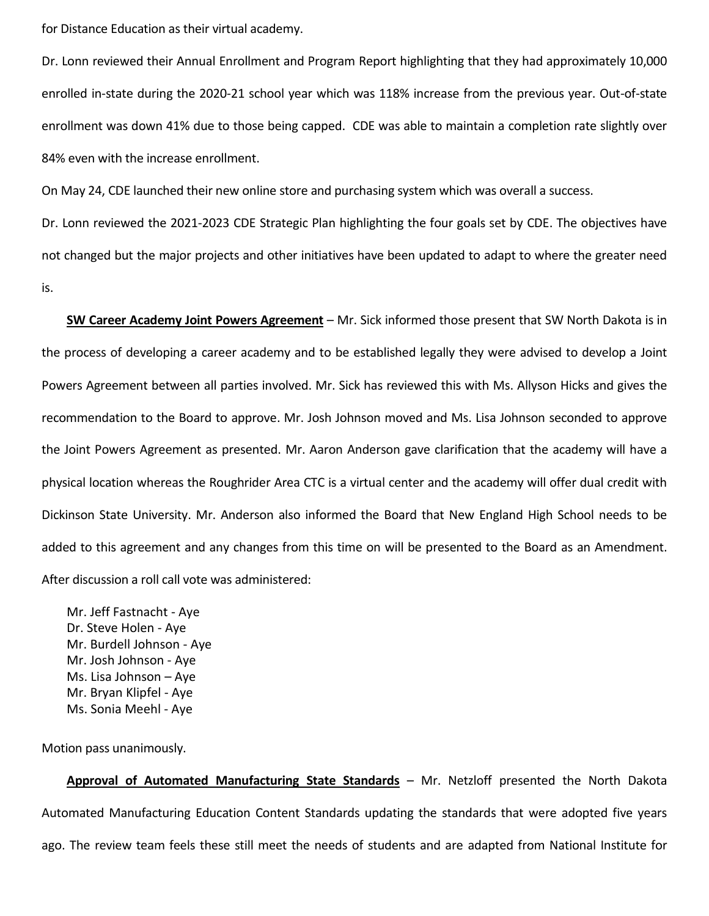for Distance Education as their virtual academy.

Dr. Lonn reviewed their Annual Enrollment and Program Report highlighting that they had approximately 10,000 enrolled in-state during the 2020-21 school year which was 118% increase from the previous year. Out-of-state enrollment was down 41% due to those being capped. CDE was able to maintain a completion rate slightly over 84% even with the increase enrollment.

On May 24, CDE launched their new online store and purchasing system which was overall a success.

Dr. Lonn reviewed the 2021-2023 CDE Strategic Plan highlighting the four goals set by CDE. The objectives have not changed but the major projects and other initiatives have been updated to adapt to where the greater need is.

**SW Career Academy Joint Powers Agreement** – Mr. Sick informed those present that SW North Dakota is in the process of developing a career academy and to be established legally they were advised to develop a Joint Powers Agreement between all parties involved. Mr. Sick has reviewed this with Ms. Allyson Hicks and gives the recommendation to the Board to approve. Mr. Josh Johnson moved and Ms. Lisa Johnson seconded to approve the Joint Powers Agreement as presented. Mr. Aaron Anderson gave clarification that the academy will have a physical location whereas the Roughrider Area CTC is a virtual center and the academy will offer dual credit with Dickinson State University. Mr. Anderson also informed the Board that New England High School needs to be added to this agreement and any changes from this time on will be presented to the Board as an Amendment. After discussion a roll call vote was administered:

Mr. Jeff Fastnacht - Aye
Dr. Steve Holen - Aye
Mr. Burdell Johnson - Aye
Mr. Josh Johnson - Aye
Ms. Lisa Johnson – Aye
Mr. Bryan Klipfel - Aye
Ms. Sonia Meehl - Aye

Motion pass unanimously.

**Approval of Automated Manufacturing State Standards** – Mr. Netzloff presented the North Dakota Automated Manufacturing Education Content Standards updating the standards that were adopted five years ago. The review team feels these still meet the needs of students and are adapted from National Institute for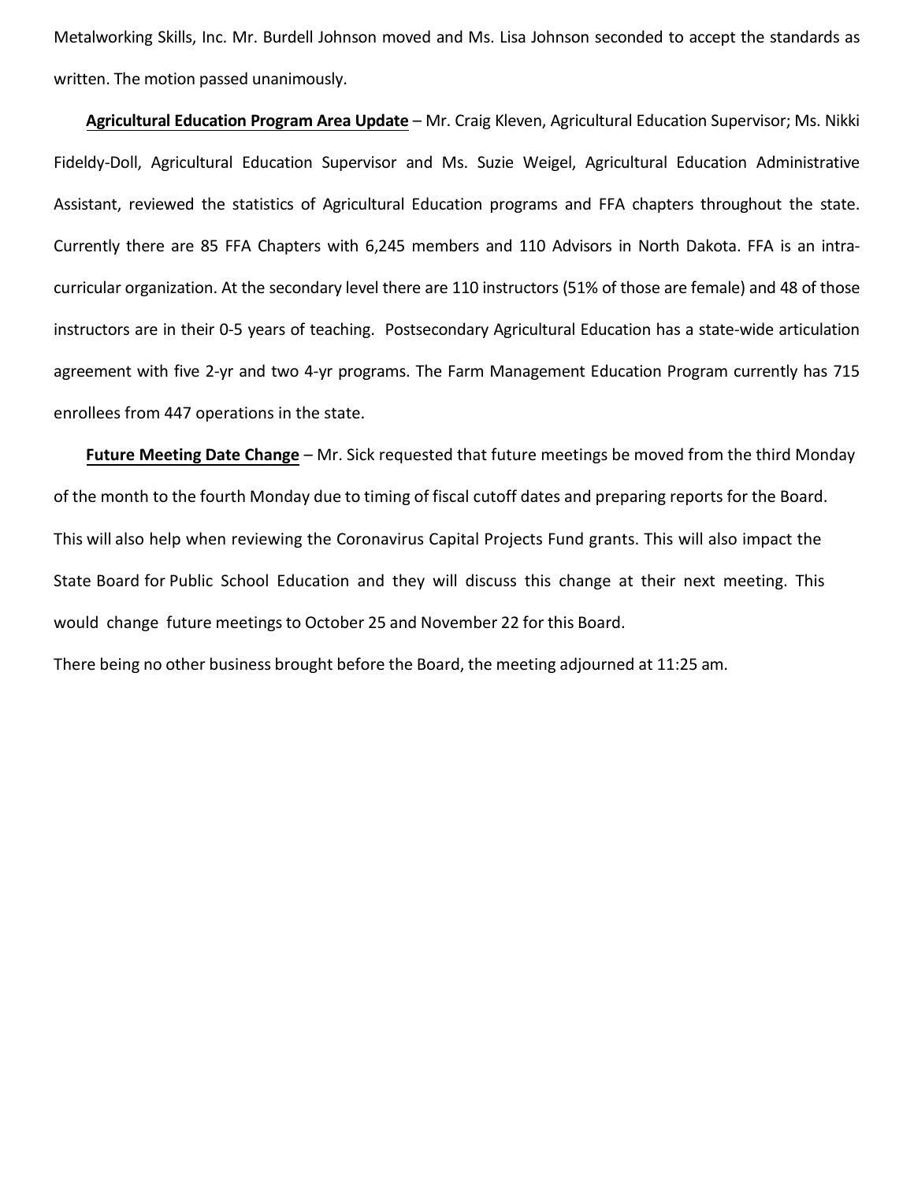Metalworking Skills, Inc. Mr. Burdell Johnson moved and Ms. Lisa Johnson seconded to accept the standards as written. The motion passed unanimously.

**Agricultural Education Program Area Update** – Mr. Craig Kleven, Agricultural Education Supervisor; Ms. Nikki Fideldy-Doll, Agricultural Education Supervisor and Ms. Suzie Weigel, Agricultural Education Administrative Assistant, reviewed the statistics of Agricultural Education programs and FFA chapters throughout the state. Currently there are 85 FFA Chapters with 6,245 members and 110 Advisors in North Dakota. FFA is an intra-curricular organization. At the secondary level there are 110 instructors (51% of those are female) and 48 of those instructors are in their 0-5 years of teaching. Postsecondary Agricultural Education has a state-wide articulation agreement with five 2-yr and two 4-yr programs. The Farm Management Education Program currently has 715 enrollees from 447 operations in the state.

**Future Meeting Date Change** – Mr. Sick requested that future meetings be moved from the third Monday of the month to the fourth Monday due to timing of fiscal cutoff dates and preparing reports for the Board. This will also help when reviewing the Coronavirus Capital Projects Fund grants. This will also impact the State Board for Public School Education and they will discuss this change at their next meeting. This would change future meetings to October 25 and November 22 for this Board.

There being no other business brought before the Board, the meeting adjourned at 11:25 am.